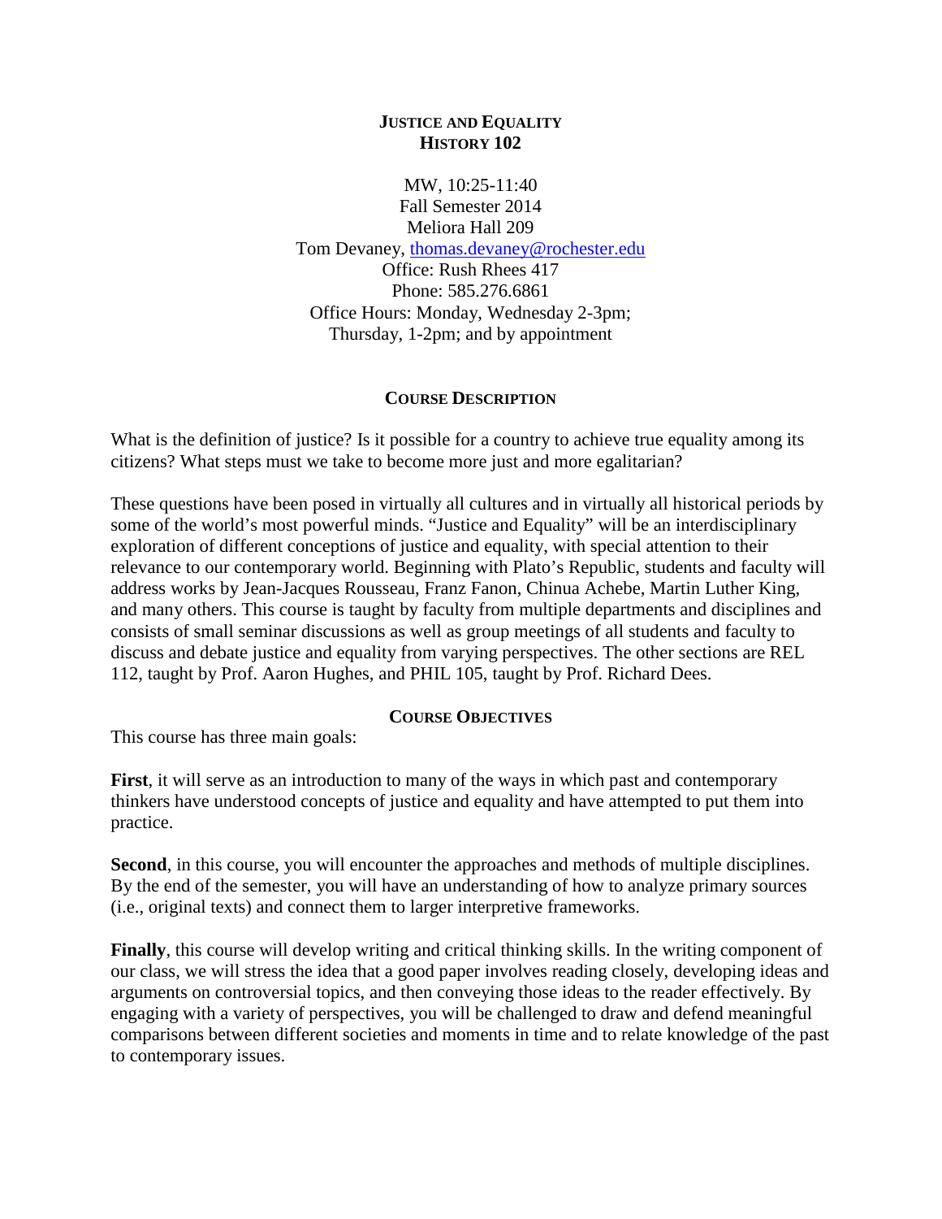# JUSTICE AND EQUALITY
# HISTORY 102

MW, 10:25-11:40
Fall Semester 2014
Meliora Hall 209
Tom Devaney, thomas.devaney@rochester.edu
Office: Rush Rhees 417
Phone: 585.276.6861
Office Hours: Monday, Wednesday 2-3pm;
Thursday, 1-2pm; and by appointment

## COURSE DESCRIPTION

What is the definition of justice? Is it possible for a country to achieve true equality among its citizens? What steps must we take to become more just and more egalitarian?

These questions have been posed in virtually all cultures and in virtually all historical periods by some of the world's most powerful minds. "Justice and Equality" will be an interdisciplinary exploration of different conceptions of justice and equality, with special attention to their relevance to our contemporary world. Beginning with Plato's Republic, students and faculty will address works by Jean-Jacques Rousseau, Franz Fanon, Chinua Achebe, Martin Luther King, and many others. This course is taught by faculty from multiple departments and disciplines and consists of small seminar discussions as well as group meetings of all students and faculty to discuss and debate justice and equality from varying perspectives. The other sections are REL 112, taught by Prof. Aaron Hughes, and PHIL 105, taught by Prof. Richard Dees.

## COURSE OBJECTIVES

This course has three main goals:

**First**, it will serve as an introduction to many of the ways in which past and contemporary thinkers have understood concepts of justice and equality and have attempted to put them into practice.

**Second**, in this course, you will encounter the approaches and methods of multiple disciplines. By the end of the semester, you will have an understanding of how to analyze primary sources (i.e., original texts) and connect them to larger interpretive frameworks.

**Finally**, this course will develop writing and critical thinking skills. In the writing component of our class, we will stress the idea that a good paper involves reading closely, developing ideas and arguments on controversial topics, and then conveying those ideas to the reader effectively. By engaging with a variety of perspectives, you will be challenged to draw and defend meaningful comparisons between different societies and moments in time and to relate knowledge of the past to contemporary issues.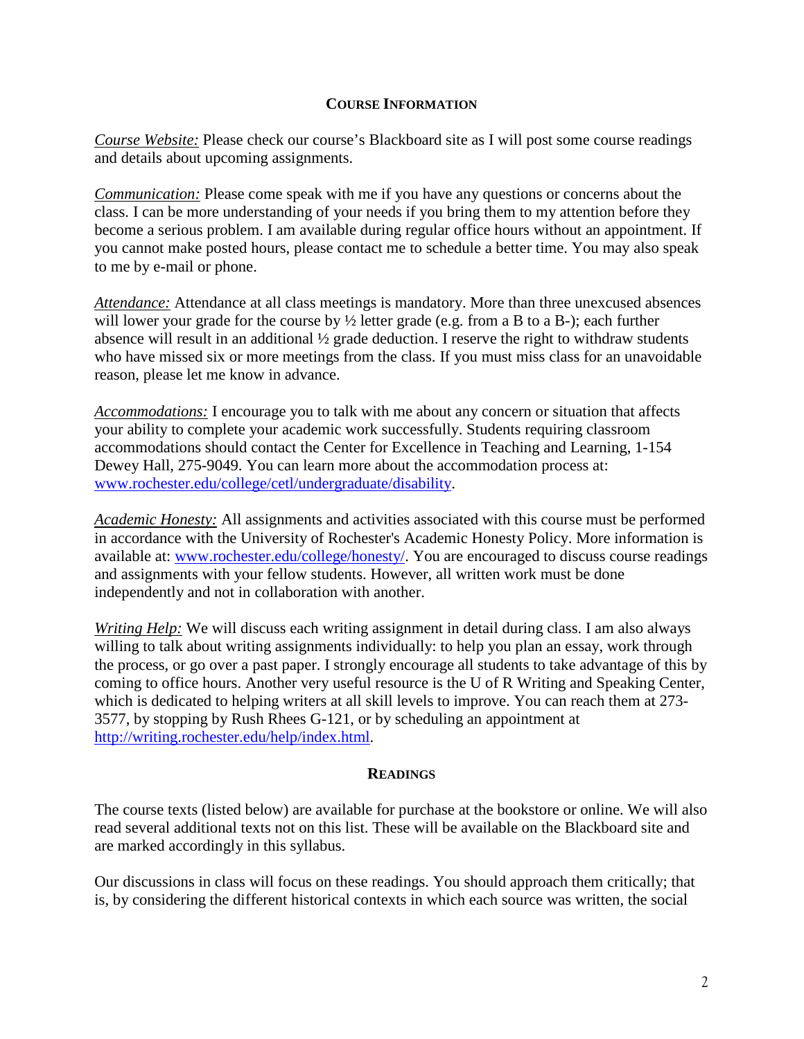## Course Information

*Course Website:* Please check our course's Blackboard site as I will post some course readings and details about upcoming assignments.

*Communication:* Please come speak with me if you have any questions or concerns about the class. I can be more understanding of your needs if you bring them to my attention before they become a serious problem. I am available during regular office hours without an appointment. If you cannot make posted hours, please contact me to schedule a better time. You may also speak to me by e-mail or phone.

*Attendance:* Attendance at all class meetings is mandatory. More than three unexcused absences will lower your grade for the course by ½ letter grade (e.g. from a B to a B-); each further absence will result in an additional ½ grade deduction. I reserve the right to withdraw students who have missed six or more meetings from the class. If you must miss class for an unavoidable reason, please let me know in advance.

*Accommodations:* I encourage you to talk with me about any concern or situation that affects your ability to complete your academic work successfully. Students requiring classroom accommodations should contact the Center for Excellence in Teaching and Learning, 1-154 Dewey Hall, 275-9049. You can learn more about the accommodation process at: [www.rochester.edu/college/cetl/undergraduate/disability](www.rochester.edu/college/cetl/undergraduate/disability).

*Academic Honesty:* All assignments and activities associated with this course must be performed in accordance with the University of Rochester's Academic Honesty Policy. More information is available at: [www.rochester.edu/college/honesty/](www.rochester.edu/college/honesty/). You are encouraged to discuss course readings and assignments with your fellow students. However, all written work must be done independently and not in collaboration with another.

*Writing Help:* We will discuss each writing assignment in detail during class. I am also always willing to talk about writing assignments individually: to help you plan an essay, work through the process, or go over a past paper. I strongly encourage all students to take advantage of this by coming to office hours. Another very useful resource is the U of R Writing and Speaking Center, which is dedicated to helping writers at all skill levels to improve. You can reach them at 273-3577, by stopping by Rush Rhees G-121, or by scheduling an appointment at <http://writing.rochester.edu/help/index.html>.

## Readings

The course texts (listed below) are available for purchase at the bookstore or online. We will also read several additional texts not on this list. These will be available on the Blackboard site and are marked accordingly in this syllabus.

Our discussions in class will focus on these readings. You should approach them critically; that is, by considering the different historical contexts in which each source was written, the social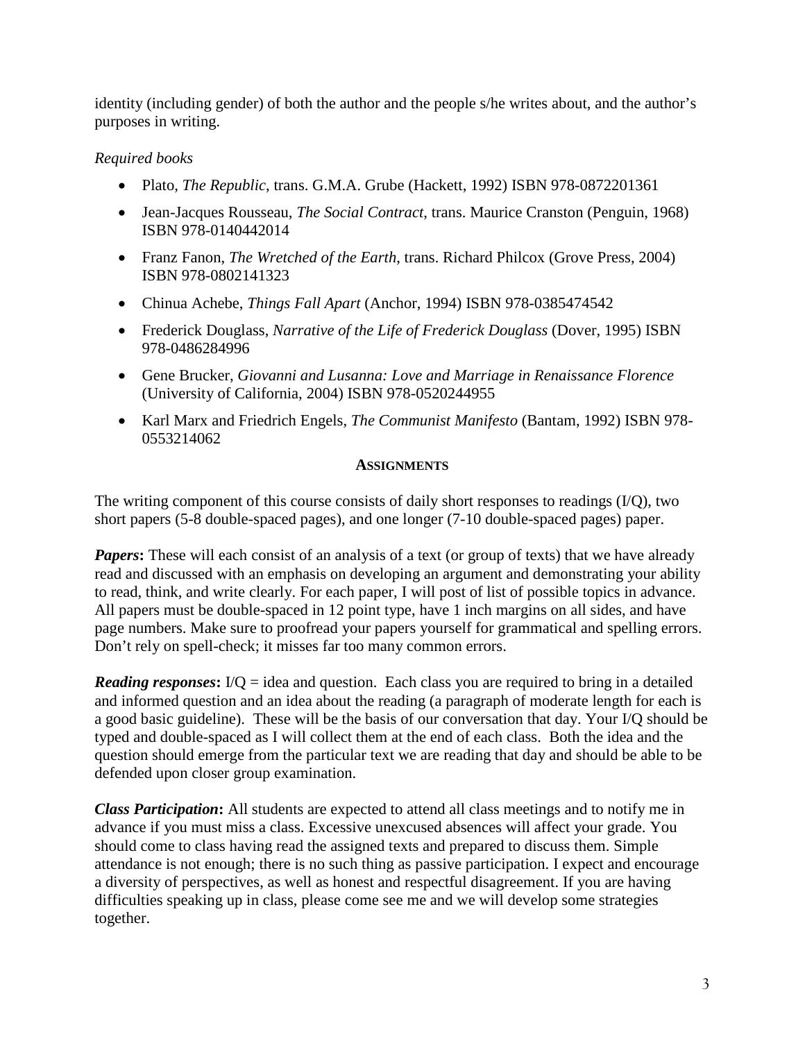identity (including gender) of both the author and the people s/he writes about, and the author's purposes in writing.

*Required books*

- Plato, *The Republic*, trans. G.M.A. Grube (Hackett, 1992) ISBN 978-0872201361
- Jean-Jacques Rousseau, *The Social Contract*, trans. Maurice Cranston (Penguin, 1968) ISBN 978-0140442014
- Franz Fanon, *The Wretched of the Earth*, trans. Richard Philcox (Grove Press, 2004) ISBN 978-0802141323
- Chinua Achebe, *Things Fall Apart* (Anchor, 1994) ISBN 978-0385474542
- Frederick Douglass, *Narrative of the Life of Frederick Douglass* (Dover, 1995) ISBN 978-0486284996
- Gene Brucker, *Giovanni and Lusanna: Love and Marriage in Renaissance Florence* (University of California, 2004) ISBN 978-0520244955
- Karl Marx and Friedrich Engels, *The Communist Manifesto* (Bantam, 1992) ISBN 978-0553214062

## ASSIGNMENTS

The writing component of this course consists of daily short responses to readings (I/Q), two short papers (5-8 double-spaced pages), and one longer (7-10 double-spaced pages) paper.

***Papers*:** These will each consist of an analysis of a text (or group of texts) that we have already read and discussed with an emphasis on developing an argument and demonstrating your ability to read, think, and write clearly. For each paper, I will post of list of possible topics in advance. All papers must be double-spaced in 12 point type, have 1 inch margins on all sides, and have page numbers. Make sure to proofread your papers yourself for grammatical and spelling errors. Don't rely on spell-check; it misses far too many common errors.

***Reading responses*:** I/Q = idea and question. Each class you are required to bring in a detailed and informed question and an idea about the reading (a paragraph of moderate length for each is a good basic guideline). These will be the basis of our conversation that day. Your I/Q should be typed and double-spaced as I will collect them at the end of each class. Both the idea and the question should emerge from the particular text we are reading that day and should be able to be defended upon closer group examination.

***Class Participation*:** All students are expected to attend all class meetings and to notify me in advance if you must miss a class. Excessive unexcused absences will affect your grade. You should come to class having read the assigned texts and prepared to discuss them. Simple attendance is not enough; there is no such thing as passive participation. I expect and encourage a diversity of perspectives, as well as honest and respectful disagreement. If you are having difficulties speaking up in class, please come see me and we will develop some strategies together.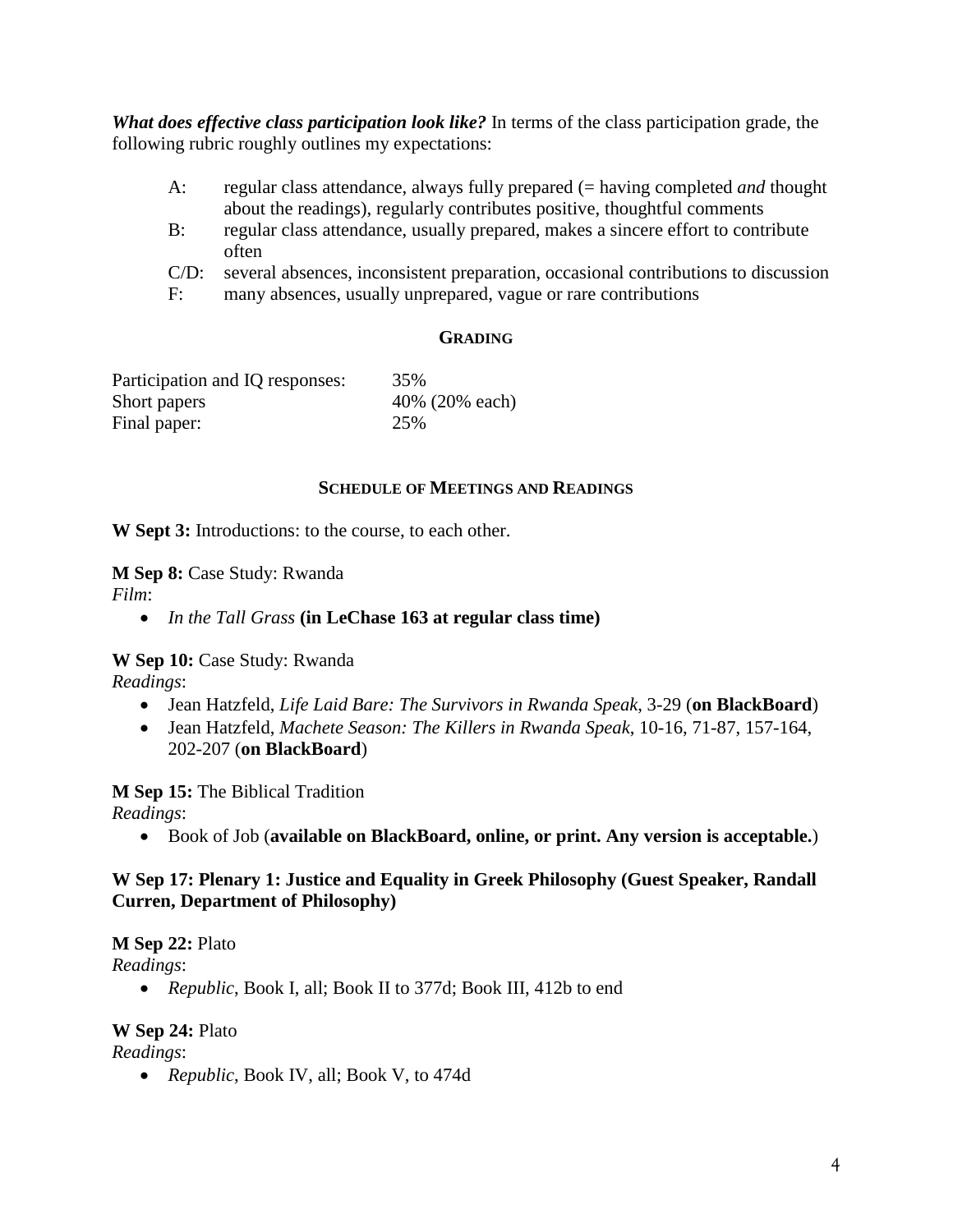***What does effective class participation look like?*** In terms of the class participation grade, the following rubric roughly outlines my expectations:

- A: regular class attendance, always fully prepared (= having completed *and* thought about the readings), regularly contributes positive, thoughtful comments
- B: regular class attendance, usually prepared, makes a sincere effort to contribute often
- C/D: several absences, inconsistent preparation, occasional contributions to discussion
- F: many absences, usually unprepared, vague or rare contributions

## GRADING

| | |
|---|---|
| Participation and IQ responses: | 35% |
| Short papers | 40% (20% each) |
| Final paper: | 25% |

## SCHEDULE OF MEETINGS AND READINGS

**W Sept 3:** Introductions: to the course, to each other.

**M Sep 8:** Case Study: Rwanda
*Film*:

- *In the Tall Grass* **(in LeChase 163 at regular class time)**

**W Sep 10:** Case Study: Rwanda
*Readings*:

- Jean Hatzfeld, *Life Laid Bare: The Survivors in Rwanda Speak*, 3-29 (**on BlackBoard**)
- Jean Hatzfeld, *Machete Season: The Killers in Rwanda Speak*, 10-16, 71-87, 157-164, 202-207 (**on BlackBoard**)

**M Sep 15:** The Biblical Tradition
*Readings*:

- Book of Job (**available on BlackBoard, online, or print. Any version is acceptable.**)

**W Sep 17: Plenary 1: Justice and Equality in Greek Philosophy (Guest Speaker, Randall Curren, Department of Philosophy)**

**M Sep 22:** Plato
*Readings*:

- *Republic*, Book I, all; Book II to 377d; Book III, 412b to end

**W Sep 24:** Plato
*Readings*:

- *Republic*, Book IV, all; Book V, to 474d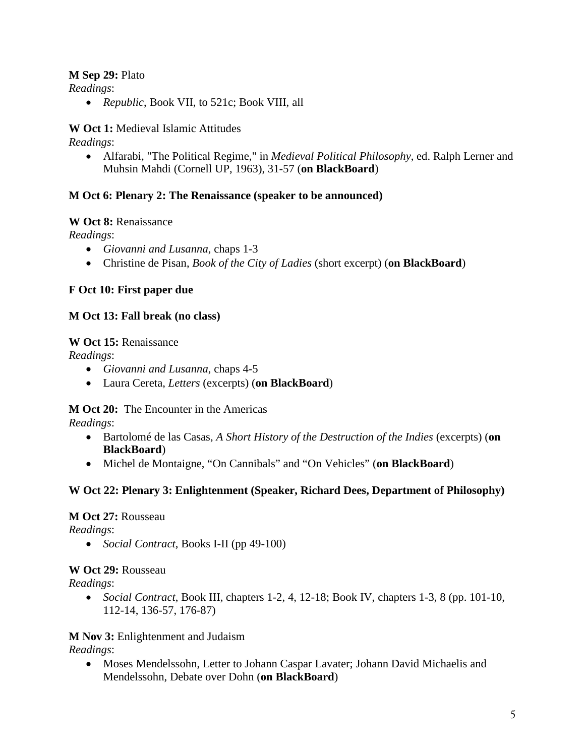**M Sep 29:** Plato
*Readings*:

- *Republic*, Book VII, to 521c; Book VIII, all

**W Oct 1:** Medieval Islamic Attitudes
*Readings*:

- Alfarabi, "The Political Regime," in *Medieval Political Philosophy*, ed. Ralph Lerner and Muhsin Mahdi (Cornell UP, 1963), 31-57 (**on BlackBoard**)

**M Oct 6: Plenary 2: The Renaissance (speaker to be announced)**

**W Oct 8:** Renaissance
*Readings*:

- *Giovanni and Lusanna*, chaps 1-3
- Christine de Pisan, *Book of the City of Ladies* (short excerpt) (**on BlackBoard**)

**F Oct 10: First paper due**

**M Oct 13: Fall break (no class)**

**W Oct 15:** Renaissance
*Readings*:

- *Giovanni and Lusanna*, chaps 4-5
- Laura Cereta, *Letters* (excerpts) (**on BlackBoard**)

**M Oct 20:** The Encounter in the Americas
*Readings*:

- Bartolomé de las Casas, *A Short History of the Destruction of the Indies* (excerpts) (**on BlackBoard**)
- Michel de Montaigne, "On Cannibals" and "On Vehicles" (**on BlackBoard**)

**W Oct 22: Plenary 3: Enlightenment (Speaker, Richard Dees, Department of Philosophy)**

**M Oct 27:** Rousseau
*Readings*:

- *Social Contract*, Books I-II (pp 49-100)

**W Oct 29:** Rousseau
*Readings*:

- *Social Contract*, Book III, chapters 1-2, 4, 12-18; Book IV, chapters 1-3, 8 (pp. 101-10, 112-14, 136-57, 176-87)

**M Nov 3:** Enlightenment and Judaism
*Readings*:

- Moses Mendelssohn, Letter to Johann Caspar Lavater; Johann David Michaelis and Mendelssohn, Debate over Dohn (**on BlackBoard**)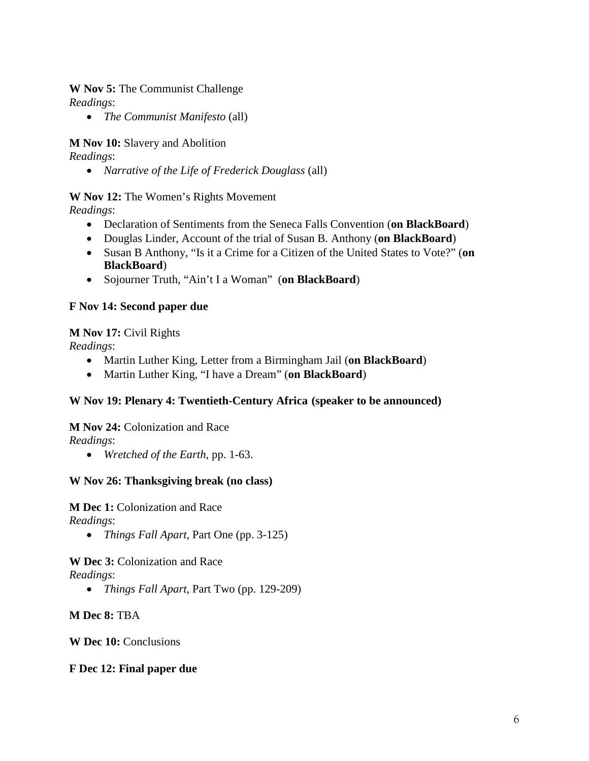**W Nov 5:** The Communist Challenge

*Readings*:

- *The Communist Manifesto* (all)

**M Nov 10:** Slavery and Abolition

*Readings*:

- *Narrative of the Life of Frederick Douglass* (all)

**W Nov 12:** The Women's Rights Movement

*Readings*:

- Declaration of Sentiments from the Seneca Falls Convention (**on BlackBoard**)
- Douglas Linder, Account of the trial of Susan B. Anthony (**on BlackBoard**)
- Susan B Anthony, "Is it a Crime for a Citizen of the United States to Vote?" (**on BlackBoard**)
- Sojourner Truth, "Ain't I a Woman" (**on BlackBoard**)

**F Nov 14: Second paper due**

**M Nov 17:** Civil Rights

*Readings*:

- Martin Luther King, Letter from a Birmingham Jail (**on BlackBoard**)
- Martin Luther King, "I have a Dream" (**on BlackBoard**)

**W Nov 19: Plenary 4: Twentieth-Century Africa (speaker to be announced)**

**M Nov 24:** Colonization and Race

*Readings*:

- *Wretched of the Earth*, pp. 1-63.

**W Nov 26: Thanksgiving break (no class)**

**M Dec 1:** Colonization and Race

*Readings*:

- *Things Fall Apart*, Part One (pp. 3-125)

**W Dec 3:** Colonization and Race

*Readings*:

- *Things Fall Apart*, Part Two (pp. 129-209)

**M Dec 8:** TBA

**W Dec 10:** Conclusions

**F Dec 12: Final paper due**